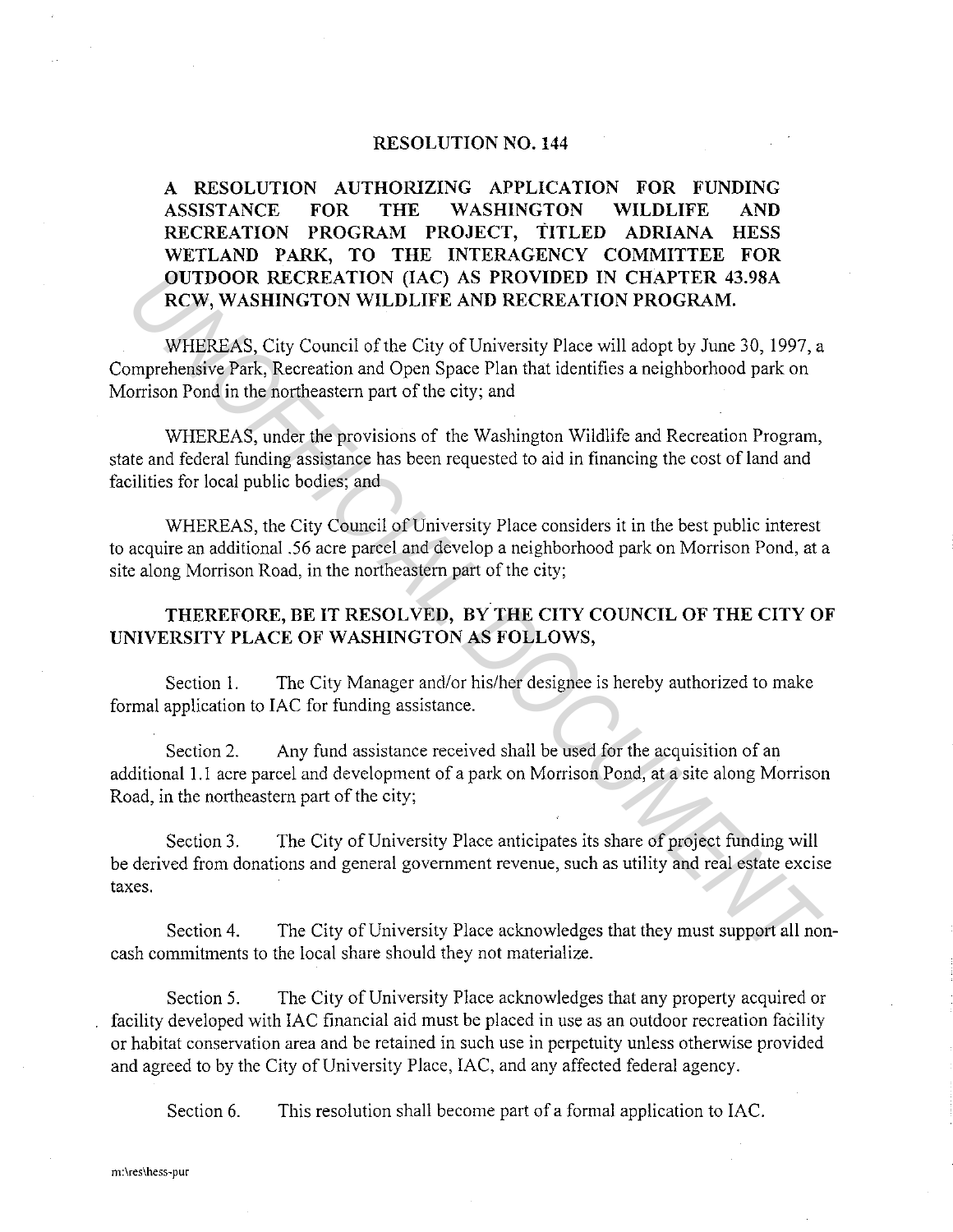# RESOLUTION NO. 144

**A RESOLUTION AUTHORIZING APPLICATION FOR FUNDING ASSISTANCE FOR THE WASHINGTON WILDLIFE AND RECREATION PROGRAM PROJECT, TITLED ADRIANA HESS WETLAND PARK, TO THE INTERAGENCY COMMITTEE FOR OUTDOOR RECREATION (IAC) AS PROVIDED IN CHAPTER 43.98A RCW, WASHINGTON WILDLIFE AND RECREATION PROGRAM.**

WHEREAS, City Council of the City of University Place will adopt by June 30, 1997, a Comprehensive Park, Recreation and Open Space Plan that identifies a neighborhood park on Morrison Pond in the northeastern part of the city; and

WHEREAS, under the provisions of the Washington Wildlife and Recreation Program, state and federal funding assistance has been requested to aid in financing the cost of land and facilities for local public bodies; and

WHEREAS, the City Council of University Place considers it in the best public interest to acquire an additional .56 acre parcel and develop a neighborhood park on Morrison Pond, at a site along Morrison Road, in the northeastern part of the city;

**THEREFORE, BE IT RESOLVED, BY THE CITY COUNCIL OF THE CITY OF UNIVERSITY PLACE OF WASHINGTON AS FOLLOWS,**

Section 1. The City Manager and/or his/her designee is hereby authorized to make formal application to IAC for funding assistance.

Section 2. Any fund assistance received shall be used for the acquisition of an additional 1.1 acre parcel and development of a park on Morrison Pond, at a site along Morrison Road, in the northeastern part of the city;

Section 3. The City of University Place anticipates its share of project funding will be derived from donations and general government revenue, such as utility and real estate excise taxes.

Section 4. The City of University Place acknowledges that they must support all non-cash commitments to the local share should they not materialize.

Section 5. The City of University Place acknowledges that any property acquired or facility developed with IAC financial aid must be placed in use as an outdoor recreation facility or habitat conservation area and be retained in such use in perpetuity unless otherwise provided and agreed to by the City of University Place, IAC, and any affected federal agency.

Section 6. This resolution shall become part of a formal application to IAC.

m:\res\hess-pur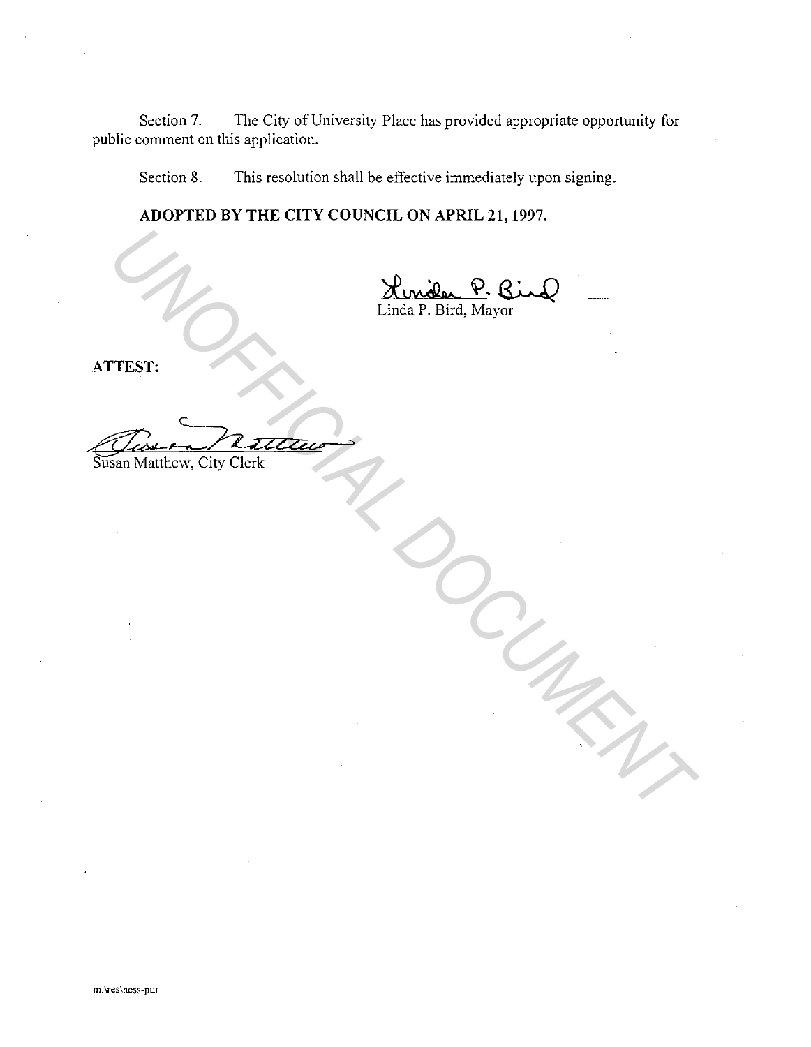Section 7. The City of University Place has provided appropriate opportunity for public comment on this application.

Section 8. This resolution shall be effective immediately upon signing.

**ADOPTED BY THE CITY COUNCIL ON APRIL 21, 1997.**

Linda P. Bird, Mayor

**ATTEST:**

Susan Matthew, City Clerk

m:\res\hess-pur